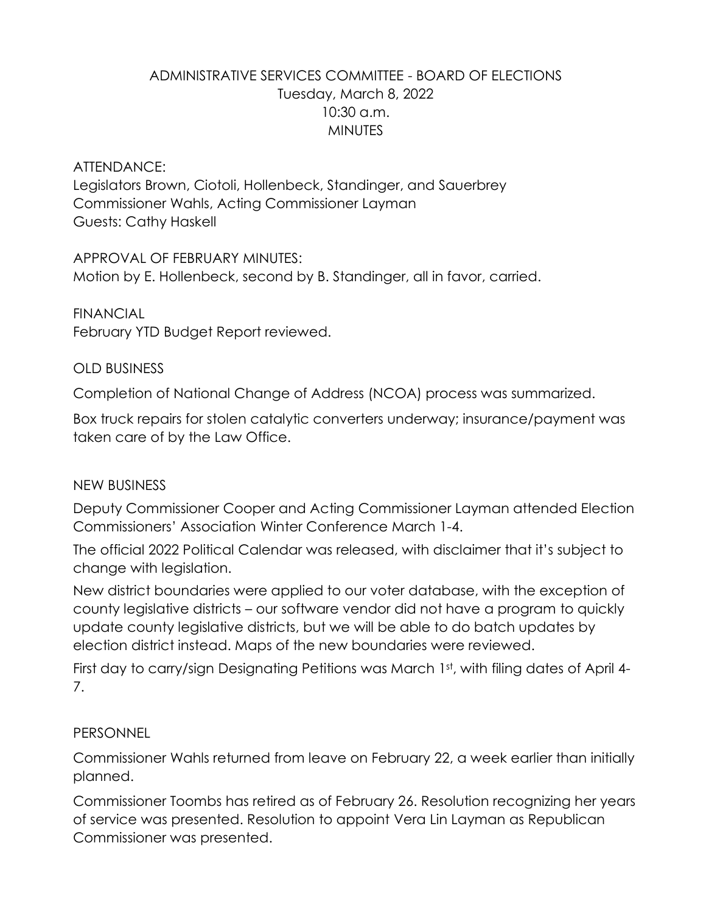# ADMINISTRATIVE SERVICES COMMITTEE - BOARD OF ELECTIONS
Tuesday, March 8, 2022
10:30 a.m.
MINUTES

ATTENDANCE:
Legislators Brown, Ciotoli, Hollenbeck, Standinger, and Sauerbrey
Commissioner Wahls, Acting Commissioner Layman
Guests: Cathy Haskell

APPROVAL OF FEBRUARY MINUTES:
Motion by E. Hollenbeck, second by B. Standinger, all in favor, carried.

FINANCIAL
February YTD Budget Report reviewed.

OLD BUSINESS

Completion of National Change of Address (NCOA) process was summarized.

Box truck repairs for stolen catalytic converters underway; insurance/payment was taken care of by the Law Office.

NEW BUSINESS

Deputy Commissioner Cooper and Acting Commissioner Layman attended Election Commissioners' Association Winter Conference March 1-4.

The official 2022 Political Calendar was released, with disclaimer that it's subject to change with legislation.

New district boundaries were applied to our voter database, with the exception of county legislative districts – our software vendor did not have a program to quickly update county legislative districts, but we will be able to do batch updates by election district instead. Maps of the new boundaries were reviewed.

First day to carry/sign Designating Petitions was March 1st, with filing dates of April 4-7.

PERSONNEL

Commissioner Wahls returned from leave on February 22, a week earlier than initially planned.

Commissioner Toombs has retired as of February 26. Resolution recognizing her years of service was presented. Resolution to appoint Vera Lin Layman as Republican Commissioner was presented.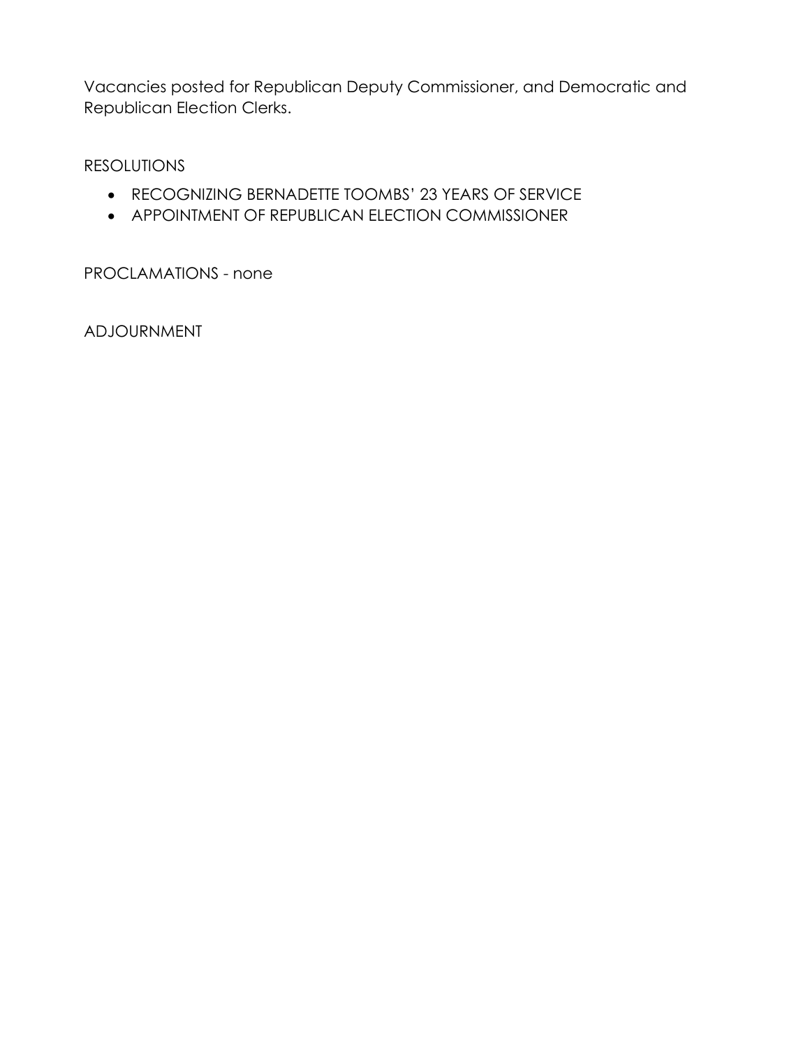Vacancies posted for Republican Deputy Commissioner, and Democratic and Republican Election Clerks.

RESOLUTIONS

- RECOGNIZING BERNADETTE TOOMBS' 23 YEARS OF SERVICE
- APPOINTMENT OF REPUBLICAN ELECTION COMMISSIONER

PROCLAMATIONS - none

ADJOURNMENT